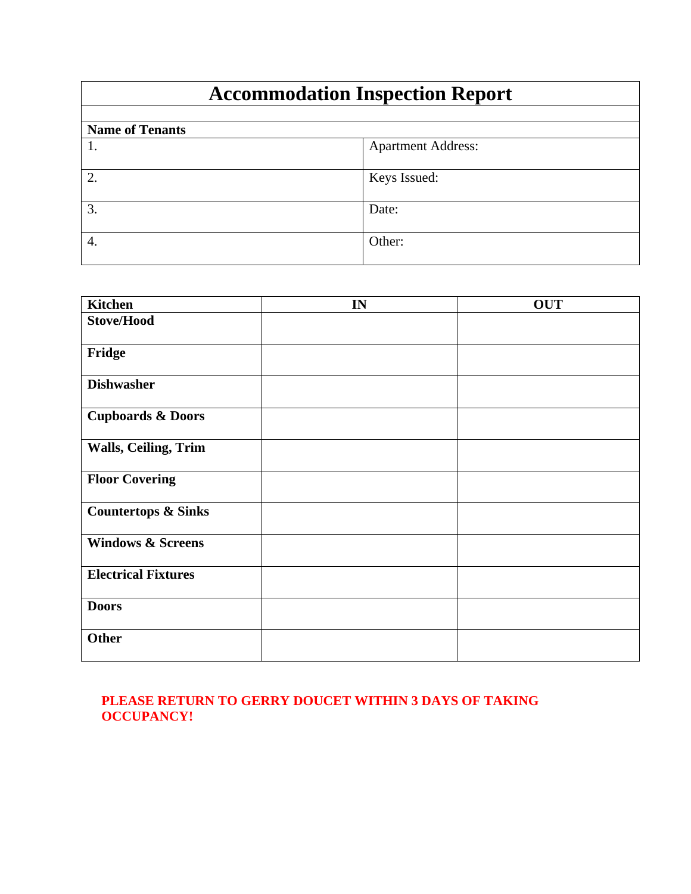# Accommodation Inspection Report

| **Name of Tenants** | |
|---|---|
| 1. | Apartment Address: |
| 2. | Keys Issued: |
| 3. | Date: |
| 4. | Other: |

| **Kitchen** | **IN** | **OUT** |
|---|---|---|
| **Stove/Hood** | | |
| **Fridge** | | |
| **Dishwasher** | | |
| **Cupboards & Doors** | | |
| **Walls, Ceiling, Trim** | | |
| **Floor Covering** | | |
| **Countertops & Sinks** | | |
| **Windows & Screens** | | |
| **Electrical Fixtures** | | |
| **Doors** | | |
| **Other** | | |

**PLEASE RETURN TO GERRY DOUCET WITHIN 3 DAYS OF TAKING OCCUPANCY!**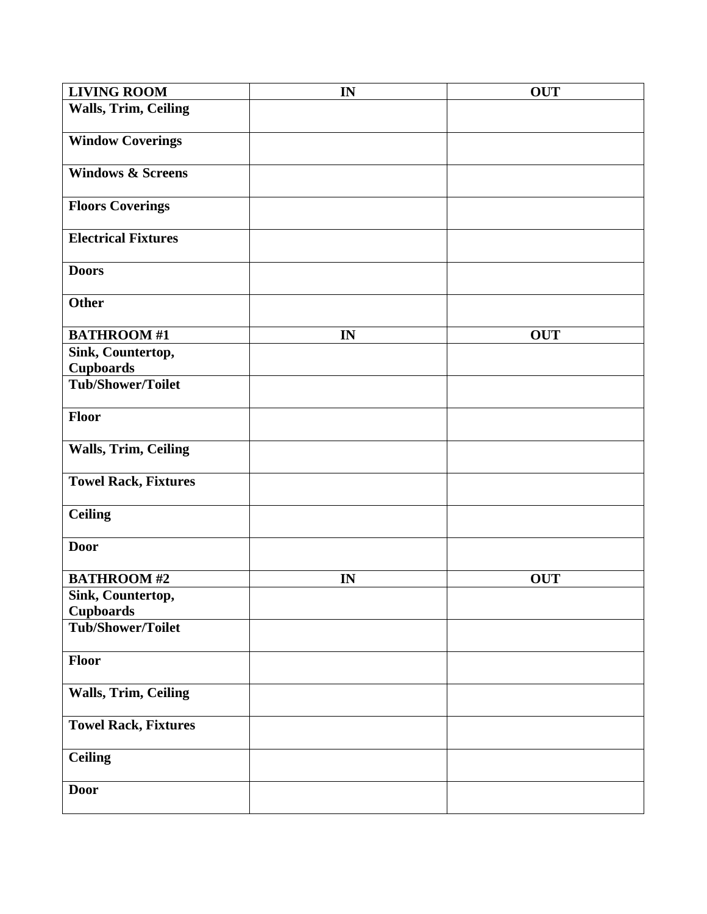| **LIVING ROOM** | **IN** | **OUT** |
|---|---|---|
| **Walls, Trim, Ceiling** | | |
| **Window Coverings** | | |
| **Windows & Screens** | | |
| **Floors Coverings** | | |
| **Electrical Fixtures** | | |
| **Doors** | | |
| **Other** | | |
| **BATHROOM #1** | **IN** | **OUT** |
| **Sink, Countertop, Cupboards** | | |
| **Tub/Shower/Toilet** | | |
| **Floor** | | |
| **Walls, Trim, Ceiling** | | |
| **Towel Rack, Fixtures** | | |
| **Ceiling** | | |
| **Door** | | |
| **BATHROOM #2** | **IN** | **OUT** |
| **Sink, Countertop, Cupboards** | | |
| **Tub/Shower/Toilet** | | |
| **Floor** | | |
| **Walls, Trim, Ceiling** | | |
| **Towel Rack, Fixtures** | | |
| **Ceiling** | | |
| **Door** | | |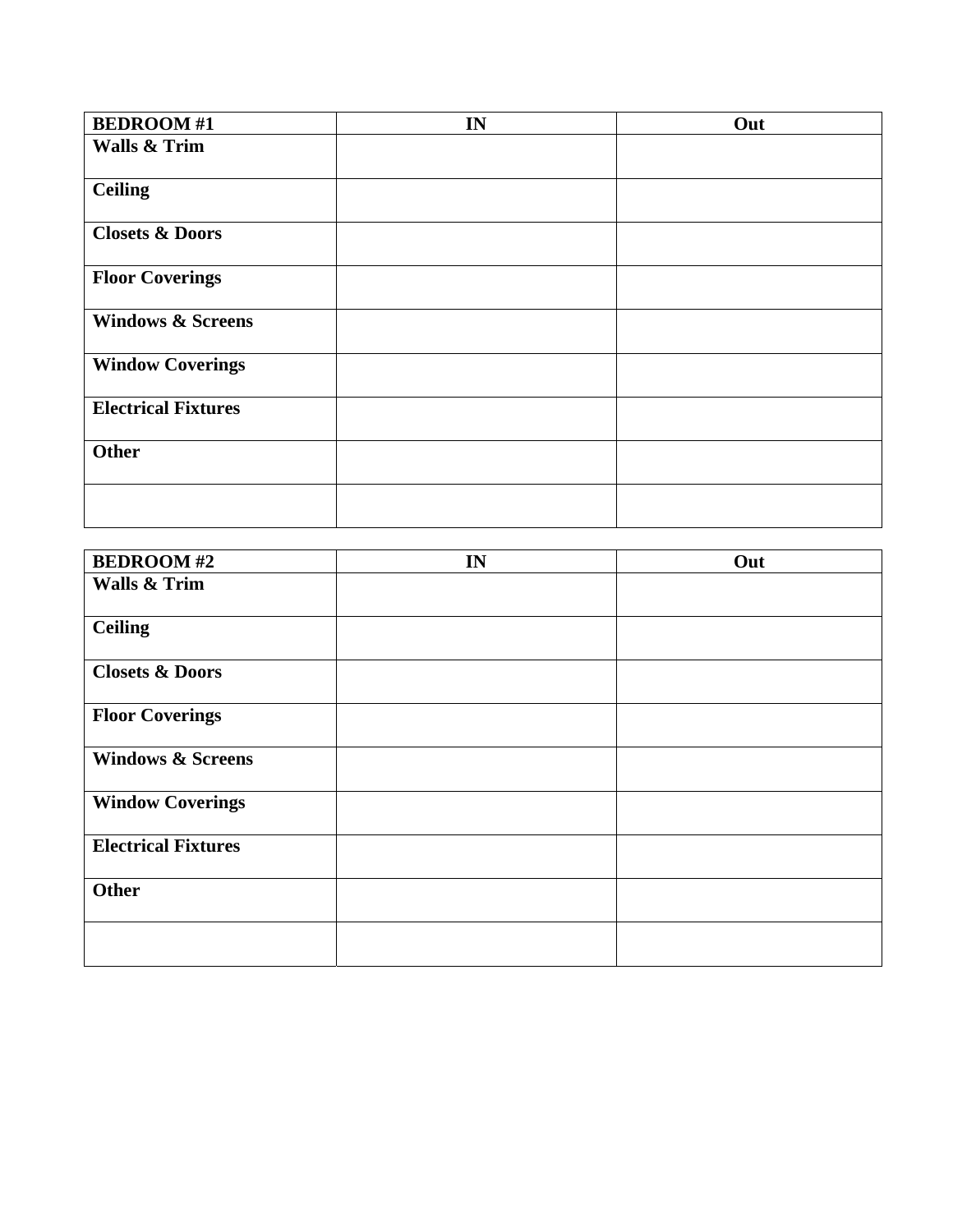| BEDROOM #1 | IN | Out |
|---|---|---|
| **Walls & Trim** | | |
| **Ceiling** | | |
| **Closets & Doors** | | |
| **Floor Coverings** | | |
| **Windows & Screens** | | |
| **Window Coverings** | | |
| **Electrical Fixtures** | | |
| **Other** | | |
| | | |

| BEDROOM #2 | IN | Out |
|---|---|---|
| **Walls & Trim** | | |
| **Ceiling** | | |
| **Closets & Doors** | | |
| **Floor Coverings** | | |
| **Windows & Screens** | | |
| **Window Coverings** | | |
| **Electrical Fixtures** | | |
| **Other** | | |
| | | |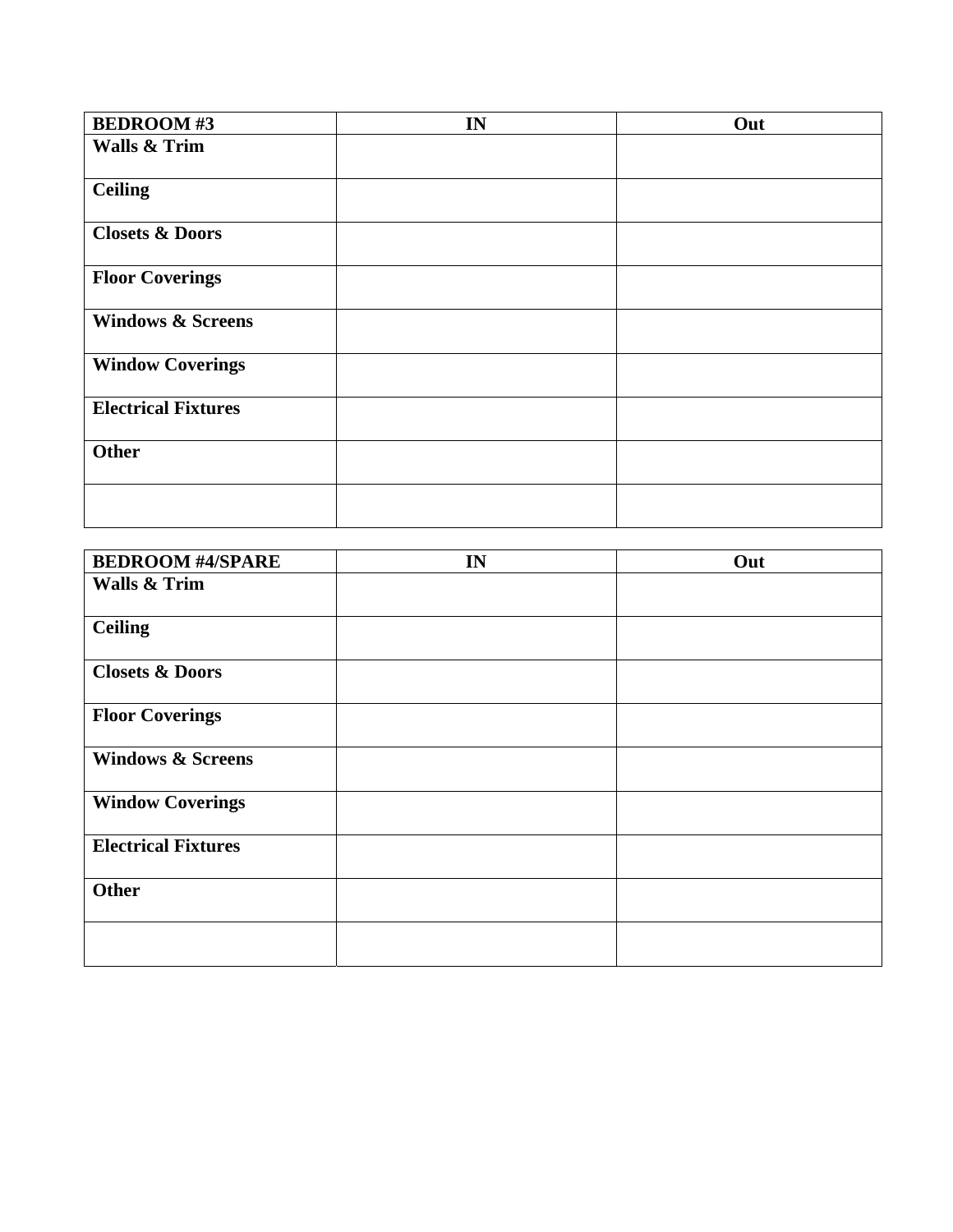| BEDROOM #3 | IN | Out |
|---|---|---|
| **Walls & Trim** | | |
| **Ceiling** | | |
| **Closets & Doors** | | |
| **Floor Coverings** | | |
| **Windows & Screens** | | |
| **Window Coverings** | | |
| **Electrical Fixtures** | | |
| **Other** | | |
| | | |

| BEDROOM #4/SPARE | IN | Out |
|---|---|---|
| **Walls & Trim** | | |
| **Ceiling** | | |
| **Closets & Doors** | | |
| **Floor Coverings** | | |
| **Windows & Screens** | | |
| **Window Coverings** | | |
| **Electrical Fixtures** | | |
| **Other** | | |
| | | |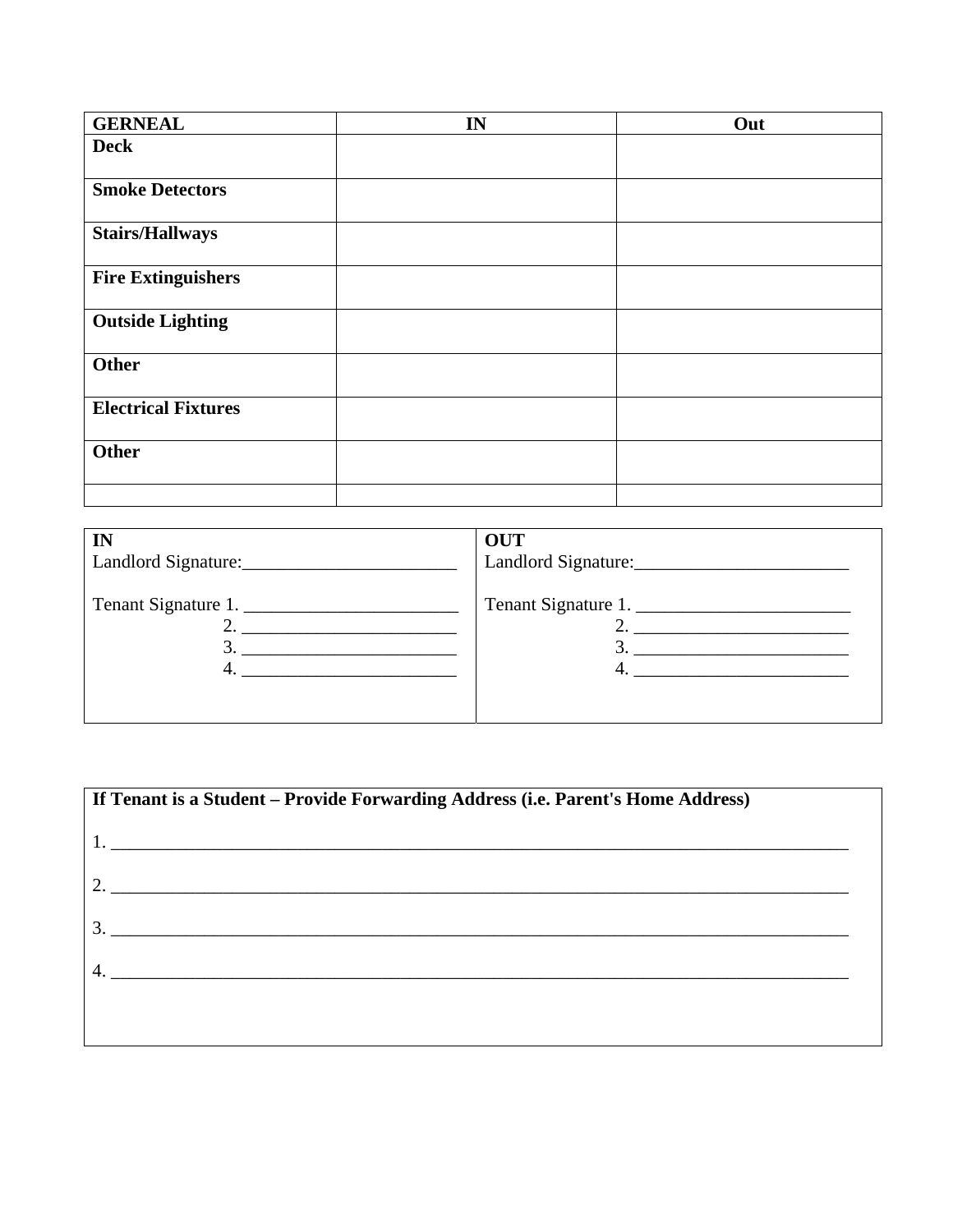| GERNEAL | IN | Out |
|---|---|---|
| **Deck** | | |
| **Smoke Detectors** | | |
| **Stairs/Hallways** | | |
| **Fire Extinguishers** | | |
| **Outside Lighting** | | |
| **Other** | | |
| **Electrical Fixtures** | | |
| **Other** | | |
| | | |

| **IN** | **OUT** |
|---|---|
| Landlord Signature:_______________________ | Landlord Signature:_______________________ |
| Tenant Signature 1. _______________________ | Tenant Signature 1. _______________________ |
| 2. _______________________ | 2. _______________________ |
| 3. _______________________ | 3. _______________________ |
| 4. _______________________ | 4. _______________________ |

**If Tenant is a Student – Provide Forwarding Address (i.e. Parent's Home Address)**

1. _________________________________________________________________________________

2. _________________________________________________________________________________

3. _________________________________________________________________________________

4. _________________________________________________________________________________